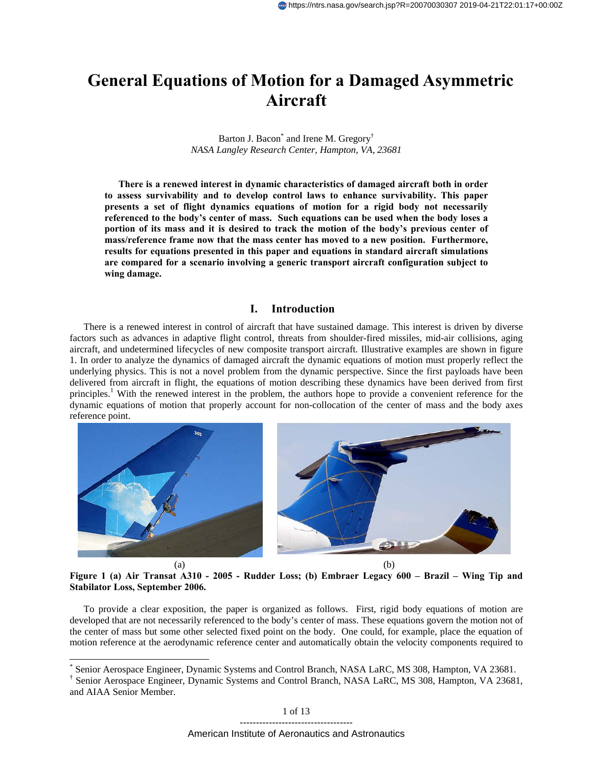# General Equations of Motion for a Damaged Asymmetric Aircraft

Barton J. Bacon[*] and Irene M. Gregory[†]
*NASA Langley Research Center, Hampton, VA, 23681*

**There is a renewed interest in dynamic characteristics of damaged aircraft both in order to assess survivability and to develop control laws to enhance survivability. This paper presents a set of flight dynamics equations of motion for a rigid body not necessarily referenced to the body's center of mass. Such equations can be used when the body loses a portion of its mass and it is desired to track the motion of the body's previous center of mass/reference frame now that the mass center has moved to a new position. Furthermore, results for equations presented in this paper and equations in standard aircraft simulations are compared for a scenario involving a generic transport aircraft configuration subject to wing damage.**

## I. Introduction

There is a renewed interest in control of aircraft that have sustained damage. This interest is driven by diverse factors such as advances in adaptive flight control, threats from shoulder-fired missiles, mid-air collisions, aging aircraft, and undetermined lifecycles of new composite transport aircraft. Illustrative examples are shown in figure 1. In order to analyze the dynamics of damaged aircraft the dynamic equations of motion must properly reflect the underlying physics. This is not a novel problem from the dynamic perspective. Since the first payloads have been delivered from aircraft in flight, the equations of motion describing these dynamics have been derived from first principles.[1] With the renewed interest in the problem, the authors hope to provide a convenient reference for the dynamic equations of motion that properly account for non-collocation of the center of mass and the body axes reference point.

(a) (b)

**Figure 1 (a) Air Transat A310 - 2005 - Rudder Loss; (b) Embraer Legacy 600 – Brazil – Wing Tip and Stabilator Loss, September 2006.**

To provide a clear exposition, the paper is organized as follows. First, rigid body equations of motion are developed that are not necessarily referenced to the body's center of mass. These equations govern the motion not of the center of mass but some other selected fixed point on the body. One could, for example, place the equation of motion reference at the aerodynamic reference center and automatically obtain the velocity components required to

[*] Senior Aerospace Engineer, Dynamic Systems and Control Branch, NASA LaRC, MS 308, Hampton, VA 23681.

[†] Senior Aerospace Engineer, Dynamic Systems and Control Branch, NASA LaRC, MS 308, Hampton, VA 23681, and AIAA Senior Member.

American Institute of Aeronautics and Astronautics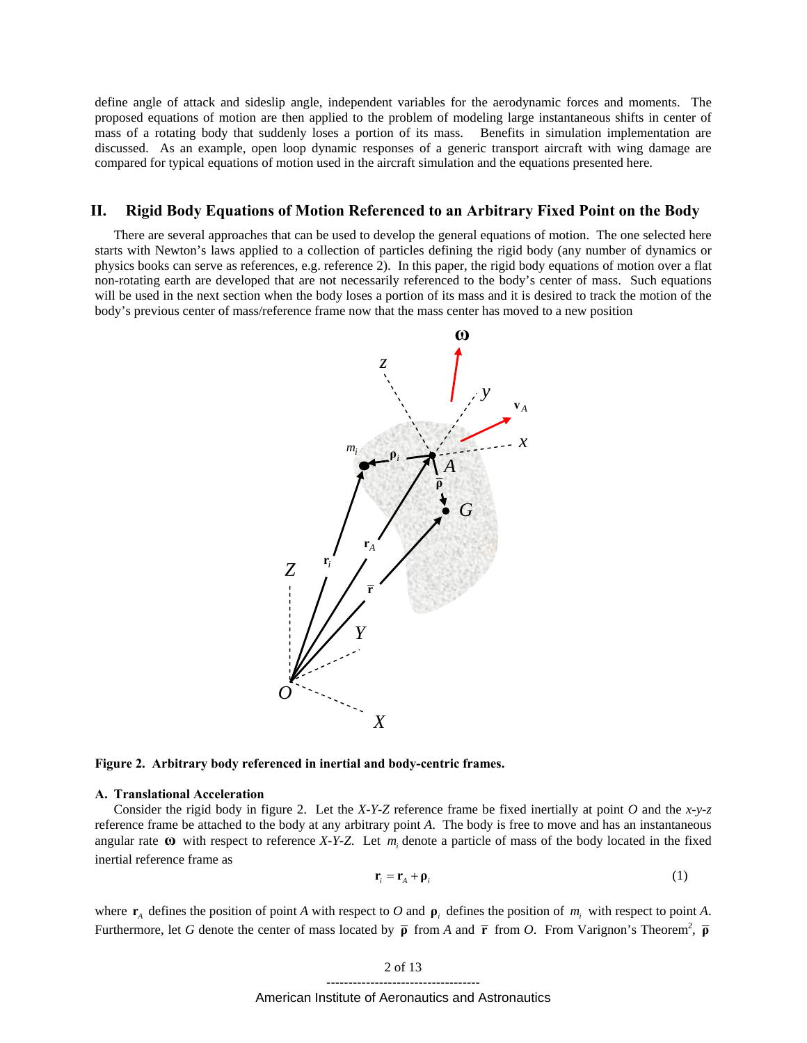define angle of attack and sideslip angle, independent variables for the aerodynamic forces and moments. The proposed equations of motion are then applied to the problem of modeling large instantaneous shifts in center of mass of a rotating body that suddenly loses a portion of its mass. Benefits in simulation implementation are discussed. As an example, open loop dynamic responses of a generic transport aircraft with wing damage are compared for typical equations of motion used in the aircraft simulation and the equations presented here.

## II. Rigid Body Equations of Motion Referenced to an Arbitrary Fixed Point on the Body

There are several approaches that can be used to develop the general equations of motion. The one selected here starts with Newton's laws applied to a collection of particles defining the rigid body (any number of dynamics or physics books can serve as references, e.g. reference 2). In this paper, the rigid body equations of motion over a flat non-rotating earth are developed that are not necessarily referenced to the body's center of mass. Such equations will be used in the next section when the body loses a portion of its mass and it is desired to track the motion of the body's previous center of mass/reference frame now that the mass center has moved to a new position

**Figure 2. Arbitrary body referenced in inertial and body-centric frames.**

### A. Translational Acceleration

Consider the rigid body in figure 2. Let the *X-Y-Z* reference frame be fixed inertially at point *O* and the *x-y-z* reference frame be attached to the body at any arbitrary point *A*. The body is free to move and has an instantaneous angular rate $\boldsymbol{\omega}$ with respect to reference *X-Y-Z*. Let $m_i$ denote a particle of mass of the body located in the fixed inertial reference frame as

$$\mathbf{r}_i = \mathbf{r}_A + \boldsymbol{\rho}_i \tag{1}$$

where $\mathbf{r}_A$ defines the position of point *A* with respect to *O* and $\boldsymbol{\rho}_i$ defines the position of $m_i$ with respect to point *A*. Furthermore, let *G* denote the center of mass located by $\bar{\boldsymbol{\rho}}$ from *A* and $\bar{\mathbf{r}}$ from *O*. From Varignon's Theorem[2], $\bar{\boldsymbol{\rho}}$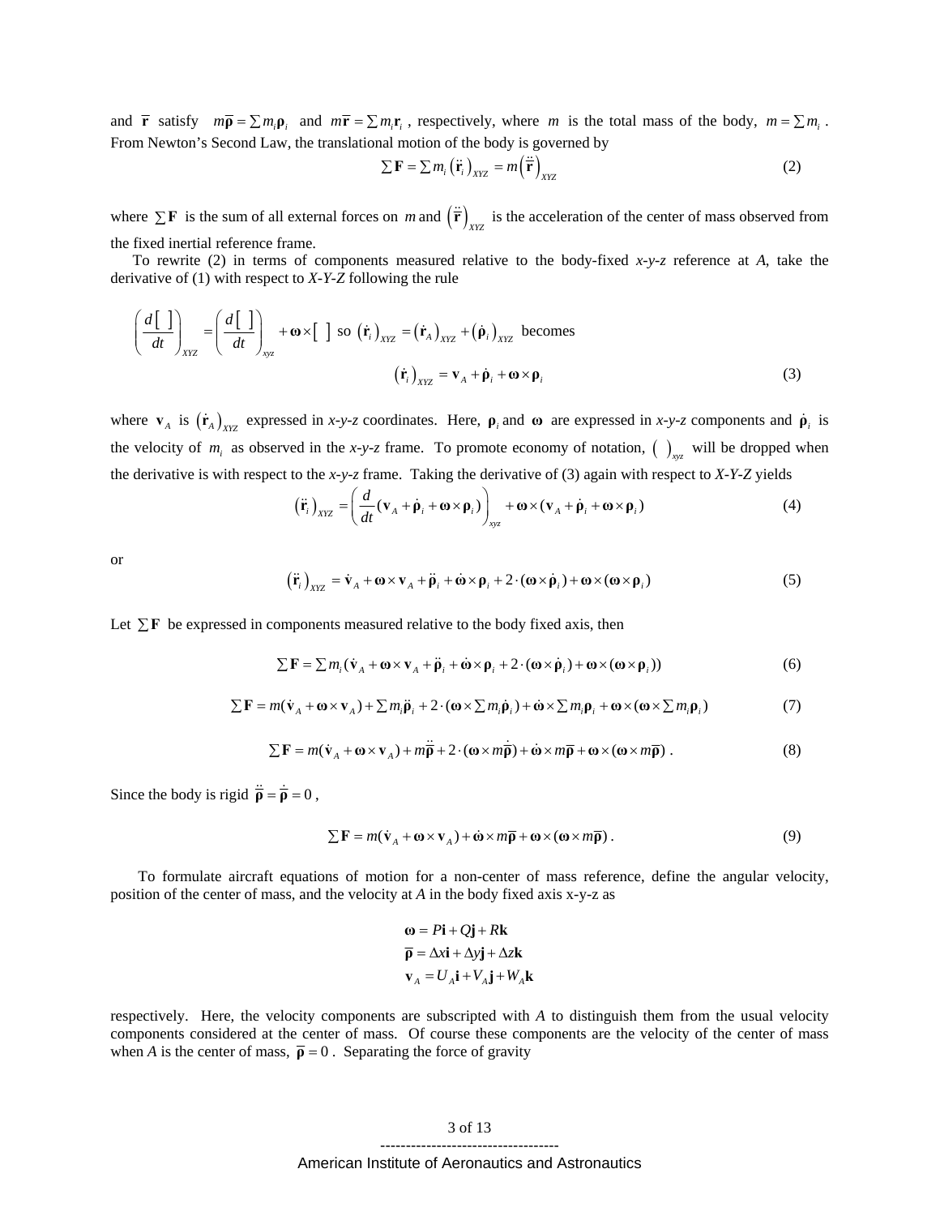and $\bar{\mathbf{r}}$ satisfy $m\bar{\boldsymbol{\rho}} = \sum m_i \boldsymbol{\rho}_i$ and $m\bar{\mathbf{r}} = \sum m_i \mathbf{r}_i$ , respectively, where $m$ is the total mass of the body, $m = \sum m_i$ . From Newton's Second Law, the translational motion of the body is governed by

$$\sum \mathbf{F} = \sum m_i \left(\ddot{\mathbf{r}}_i\right)_{XYZ} = m\left(\ddot{\bar{\mathbf{r}}}\right)_{XYZ} \tag{2}$$

where $\sum \mathbf{F}$ is the sum of all external forces on $m$ and $\left(\ddot{\bar{\mathbf{r}}}\right)_{XYZ}$ is the acceleration of the center of mass observed from the fixed inertial reference frame.

To rewrite (2) in terms of components measured relative to the body-fixed *x-y-z* reference at *A*, take the derivative of (1) with respect to *X-Y-Z* following the rule

$$\left(\frac{d[\;]}{dt}\right)_{XYZ} = \left(\frac{d[\;]}{dt}\right)_{xyz} + \boldsymbol{\omega} \times [\;] \text{ so } \left(\dot{\mathbf{r}}_i\right)_{XYZ} = \left(\dot{\mathbf{r}}_A\right)_{XYZ} + \left(\dot{\boldsymbol{\rho}}_i\right)_{XYZ} \text{ becomes}$$

$$\left(\dot{\mathbf{r}}_i\right)_{XYZ} = \mathbf{v}_A + \dot{\boldsymbol{\rho}}_i + \boldsymbol{\omega} \times \boldsymbol{\rho}_i \tag{3}$$

where $\mathbf{v}_A$ is $\left(\dot{\mathbf{r}}_A\right)_{XYZ}$ expressed in *x-y-z* coordinates. Here, $\boldsymbol{\rho}_i$ and $\boldsymbol{\omega}$ are expressed in *x-y-z* components and $\dot{\boldsymbol{\rho}}_i$ is the velocity of $m_i$ as observed in the *x-y-z* frame. To promote economy of notation, $(\;)_{xyz}$ will be dropped when the derivative is with respect to the *x-y-z* frame. Taking the derivative of (3) again with respect to *X-Y-Z* yields

$$\left(\ddot{\mathbf{r}}_i\right)_{XYZ} = \left(\frac{d}{dt}(\mathbf{v}_A + \dot{\boldsymbol{\rho}}_i + \boldsymbol{\omega} \times \boldsymbol{\rho}_i)\right)_{xyz} + \boldsymbol{\omega} \times (\mathbf{v}_A + \dot{\boldsymbol{\rho}}_i + \boldsymbol{\omega} \times \boldsymbol{\rho}_i) \tag{4}$$

or

$$\left(\ddot{\mathbf{r}}_i\right)_{XYZ} = \dot{\mathbf{v}}_A + \boldsymbol{\omega} \times \mathbf{v}_A + \ddot{\boldsymbol{\rho}}_i + \dot{\boldsymbol{\omega}} \times \boldsymbol{\rho}_i + 2 \cdot (\boldsymbol{\omega} \times \dot{\boldsymbol{\rho}}_i) + \boldsymbol{\omega} \times (\boldsymbol{\omega} \times \boldsymbol{\rho}_i) \tag{5}$$

Let $\sum \mathbf{F}$ be expressed in components measured relative to the body fixed axis, then

$$\sum \mathbf{F} = \sum m_i (\dot{\mathbf{v}}_A + \boldsymbol{\omega} \times \mathbf{v}_A + \ddot{\boldsymbol{\rho}}_i + \dot{\boldsymbol{\omega}} \times \boldsymbol{\rho}_i + 2 \cdot (\boldsymbol{\omega} \times \dot{\boldsymbol{\rho}}_i) + \boldsymbol{\omega} \times (\boldsymbol{\omega} \times \boldsymbol{\rho}_i)) \tag{6}$$

$$\sum \mathbf{F} = m(\dot{\mathbf{v}}_A + \boldsymbol{\omega} \times \mathbf{v}_A) + \sum m_i \ddot{\boldsymbol{\rho}}_i + 2 \cdot (\boldsymbol{\omega} \times \sum m_i \dot{\boldsymbol{\rho}}_i) + \dot{\boldsymbol{\omega}} \times \sum m_i \boldsymbol{\rho}_i + \boldsymbol{\omega} \times (\boldsymbol{\omega} \times \sum m_i \boldsymbol{\rho}_i) \tag{7}$$

$$\sum \mathbf{F} = m(\dot{\mathbf{v}}_A + \boldsymbol{\omega} \times \mathbf{v}_A) + m\ddot{\bar{\boldsymbol{\rho}}} + 2 \cdot (\boldsymbol{\omega} \times m\dot{\bar{\boldsymbol{\rho}}}) + \dot{\boldsymbol{\omega}} \times m\bar{\boldsymbol{\rho}} + \boldsymbol{\omega} \times (\boldsymbol{\omega} \times m\bar{\boldsymbol{\rho}}) \; . \tag{8}$$

Since the body is rigid $\ddot{\bar{\boldsymbol{\rho}}} = \dot{\bar{\boldsymbol{\rho}}} = 0$ ,

$$\sum \mathbf{F} = m(\dot{\mathbf{v}}_A + \boldsymbol{\omega} \times \mathbf{v}_A) + \dot{\boldsymbol{\omega}} \times m\bar{\boldsymbol{\rho}} + \boldsymbol{\omega} \times (\boldsymbol{\omega} \times m\bar{\boldsymbol{\rho}}) \, . \tag{9}$$

To formulate aircraft equations of motion for a non-center of mass reference, define the angular velocity, position of the center of mass, and the velocity at *A* in the body fixed axis x-y-z as

$$\begin{aligned}
\boldsymbol{\omega} &= P\mathbf{i} + Q\mathbf{j} + R\mathbf{k} \\
\bar{\boldsymbol{\rho}} &= \Delta x\mathbf{i} + \Delta y\mathbf{j} + \Delta z\mathbf{k} \\
\mathbf{v}_A &= U_A\mathbf{i} + V_A\mathbf{j} + W_A\mathbf{k}
\end{aligned}$$

respectively. Here, the velocity components are subscripted with *A* to distinguish them from the usual velocity components considered at the center of mass. Of course these components are the velocity of the center of mass when *A* is the center of mass, $\bar{\boldsymbol{\rho}} = 0$ . Separating the force of gravity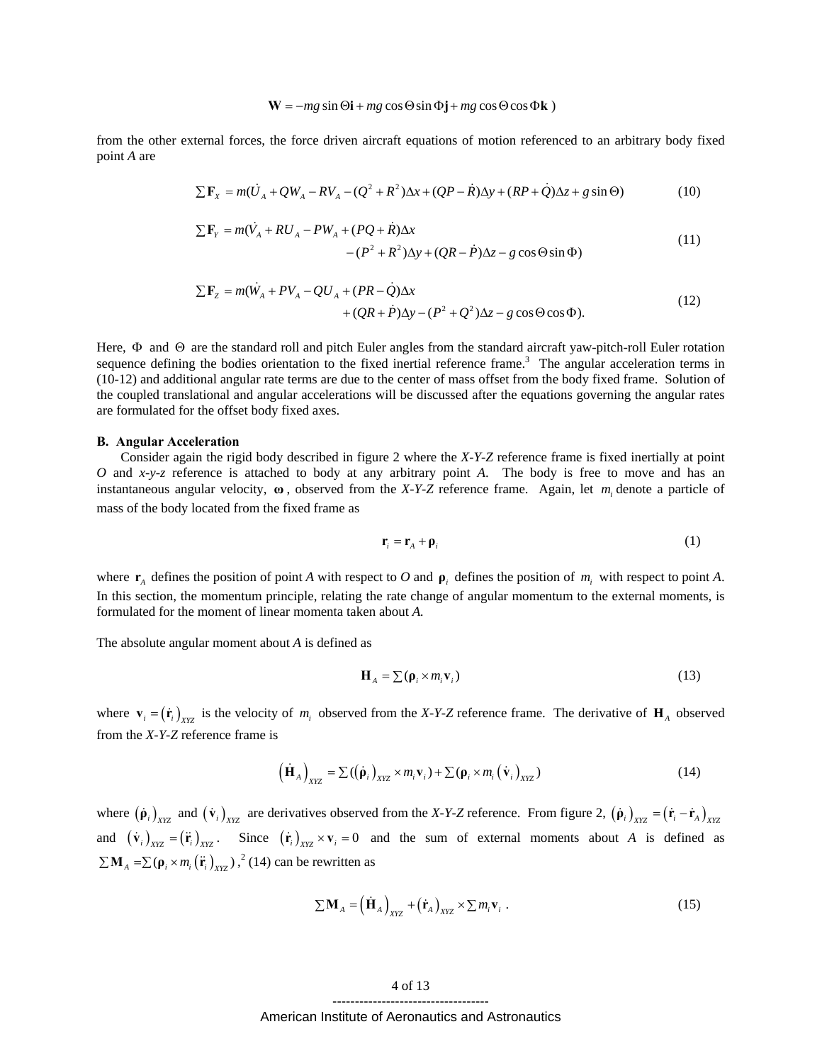$$\mathbf{W} = -mg\sin\Theta\mathbf{i} + mg\cos\Theta\sin\Phi\mathbf{j} + mg\cos\Theta\cos\Phi\mathbf{k}\;)$$

from the other external forces, the force driven aircraft equations of motion referenced to an arbitrary body fixed point *A* are

$$\sum \mathbf{F}_X = m(\dot{U}_A + QW_A - RV_A - (Q^2 + R^2)\Delta x + (QP - \dot{R})\Delta y + (RP + \dot{Q})\Delta z + g\sin\Theta) \tag{10}$$

$$\begin{aligned}\sum \mathbf{F}_Y = m(\dot{V}_A + RU_A - PW_A + (PQ + \dot{R})\Delta x \\ - (P^2 + R^2)\Delta y + (QR - \dot{P})\Delta z - g\cos\Theta\sin\Phi)\end{aligned} \tag{11}$$

$$\begin{aligned}\sum \mathbf{F}_Z = m(\dot{W}_A + PV_A - QU_A + (PR - \dot{Q})\Delta x \\ + (QR + \dot{P})\Delta y - (P^2 + Q^2)\Delta z - g\cos\Theta\cos\Phi).\end{aligned} \tag{12}$$

Here, $\Phi$ and $\Theta$ are the standard roll and pitch Euler angles from the standard aircraft yaw-pitch-roll Euler rotation sequence defining the bodies orientation to the fixed inertial reference frame.[3] The angular acceleration terms in (10-12) and additional angular rate terms are due to the center of mass offset from the body fixed frame. Solution of the coupled translational and angular accelerations will be discussed after the equations governing the angular rates are formulated for the offset body fixed axes.

### B. Angular Acceleration

Consider again the rigid body described in figure 2 where the *X-Y-Z* reference frame is fixed inertially at point *O* and *x-y-z* reference is attached to body at any arbitrary point *A*. The body is free to move and has an instantaneous angular velocity, $\boldsymbol{\omega}$, observed from the *X-Y-Z* reference frame. Again, let $m_i$ denote a particle of mass of the body located from the fixed frame as

$$\mathbf{r}_i = \mathbf{r}_A + \boldsymbol{\rho}_i \tag{1}$$

where $\mathbf{r}_A$ defines the position of point *A* with respect to *O* and $\boldsymbol{\rho}_i$ defines the position of $m_i$ with respect to point *A*. In this section, the momentum principle, relating the rate change of angular momentum to the external moments, is formulated for the moment of linear momenta taken about *A.*

The absolute angular moment about *A* is defined as

$$\mathbf{H}_A = \sum(\boldsymbol{\rho}_i \times m_i \mathbf{v}_i) \tag{13}$$

where $\mathbf{v}_i = \left(\dot{\mathbf{r}}_i\right)_{XYZ}$ is the velocity of $m_i$ observed from the *X-Y-Z* reference frame. The derivative of $\mathbf{H}_A$ observed from the *X-Y-Z* reference frame is

$$\left(\dot{\mathbf{H}}_A\right)_{XYZ} = \sum(\left(\dot{\boldsymbol{\rho}}_i\right)_{XYZ} \times m_i \mathbf{v}_i) + \sum(\boldsymbol{\rho}_i \times m_i \left(\dot{\mathbf{v}}_i\right)_{XYZ}) \tag{14}$$

where $\left(\dot{\boldsymbol{\rho}}_i\right)_{XYZ}$ and $\left(\dot{\mathbf{v}}_i\right)_{XYZ}$ are derivatives observed from the *X-Y-Z* reference. From figure 2, $\left(\dot{\boldsymbol{\rho}}_i\right)_{XYZ} = \left(\dot{\mathbf{r}}_i - \dot{\mathbf{r}}_A\right)_{XYZ}$ and $\left(\dot{\mathbf{v}}_i\right)_{XYZ} = \left(\ddot{\mathbf{r}}_i\right)_{XYZ}$. Since $\left(\dot{\mathbf{r}}_i\right)_{XYZ} \times \mathbf{v}_i = 0$ and the sum of external moments about *A* is defined as $\sum \mathbf{M}_A = \sum(\boldsymbol{\rho}_i \times m_i \left(\ddot{\mathbf{r}}_i\right)_{XYZ})$,[2] (14) can be rewritten as

$$\sum \mathbf{M}_A = \left(\dot{\mathbf{H}}_A\right)_{XYZ} + \left(\dot{\mathbf{r}}_A\right)_{XYZ} \times \sum m_i \mathbf{v}_i\;. \tag{15}$$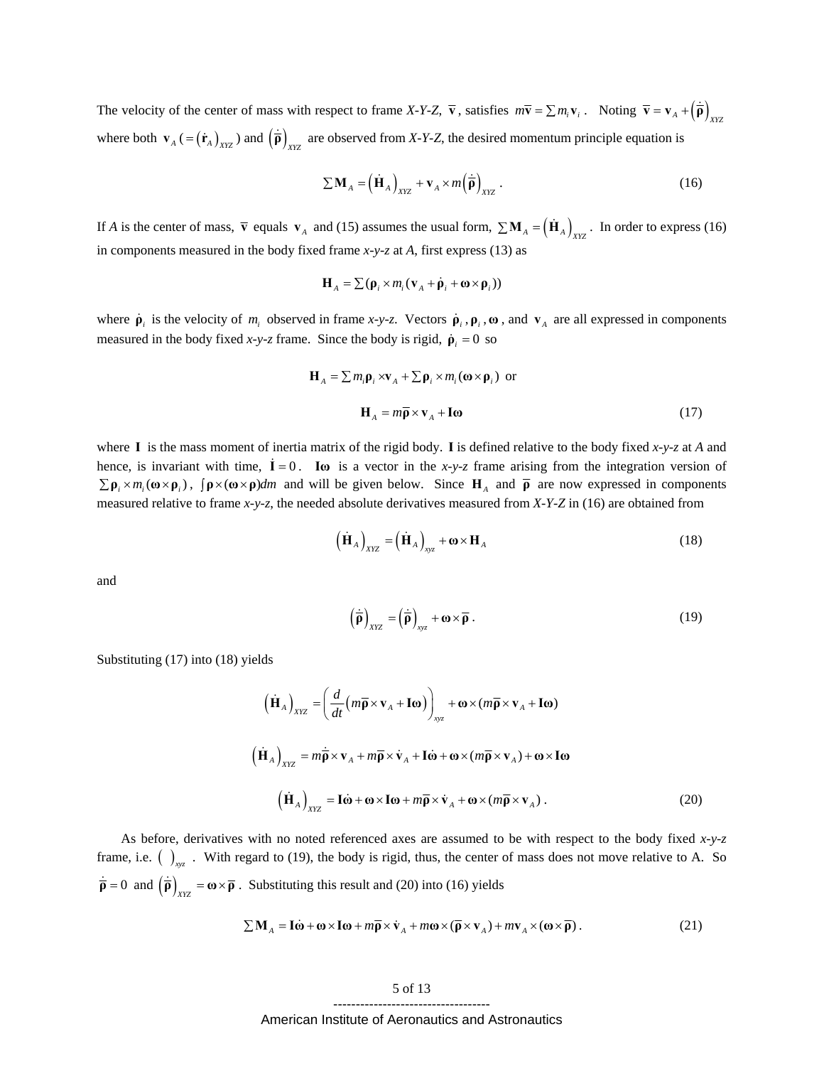The velocity of the center of mass with respect to frame *X-Y-Z*, $\bar{\mathbf{v}}$, satisfies $m\bar{\mathbf{v}} = \sum m_i \mathbf{v}_i$ . Noting $\bar{\mathbf{v}} = \mathbf{v}_A + \left(\dot{\bar{\boldsymbol{\rho}}}\right)_{XYZ}$ where both $\mathbf{v}_A$ ($= \left(\dot{\mathbf{r}}_A\right)_{XYZ}$) and $\left(\dot{\bar{\boldsymbol{\rho}}}\right)_{XYZ}$ are observed from *X-Y-Z*, the desired momentum principle equation is

$$\sum \mathbf{M}_A = \left(\dot{\mathbf{H}}_A\right)_{XYZ} + \mathbf{v}_A \times m\left(\dot{\bar{\boldsymbol{\rho}}}\right)_{XYZ} . \tag{16}$$

If *A* is the center of mass, $\bar{\mathbf{v}}$ equals $\mathbf{v}_A$ and (15) assumes the usual form, $\sum \mathbf{M}_A = \left(\dot{\mathbf{H}}_A\right)_{XYZ}$. In order to express (16) in components measured in the body fixed frame *x-y-z* at *A*, first express (13) as

$$\mathbf{H}_A = \sum (\boldsymbol{\rho}_i \times m_i (\mathbf{v}_A + \dot{\boldsymbol{\rho}}_i + \boldsymbol{\omega} \times \boldsymbol{\rho}_i))$$

where $\dot{\boldsymbol{\rho}}_i$ is the velocity of $m_i$ observed in frame *x-y-z*. Vectors $\dot{\boldsymbol{\rho}}_i$ , $\boldsymbol{\rho}_i$ , $\boldsymbol{\omega}$ , and $\mathbf{v}_A$ are all expressed in components measured in the body fixed *x-y-z* frame. Since the body is rigid, $\dot{\boldsymbol{\rho}}_i = 0$ so

$$\mathbf{H}_A = \sum m_i \boldsymbol{\rho}_i \times \mathbf{v}_A + \sum \boldsymbol{\rho}_i \times m_i (\boldsymbol{\omega} \times \boldsymbol{\rho}_i) \quad \text{or}$$

$$\mathbf{H}_A = m\bar{\boldsymbol{\rho}} \times \mathbf{v}_A + \mathbf{I}\boldsymbol{\omega} \tag{17}$$

where $\mathbf{I}$ is the mass moment of inertia matrix of the rigid body. $\mathbf{I}$ is defined relative to the body fixed *x-y-z* at *A* and hence, is invariant with time, $\dot{\mathbf{I}} = 0$ . $\mathbf{I}\boldsymbol{\omega}$ is a vector in the *x-y-z* frame arising from the integration version of $\sum \boldsymbol{\rho}_i \times m_i (\boldsymbol{\omega} \times \boldsymbol{\rho}_i)$ , $\int \boldsymbol{\rho} \times (\boldsymbol{\omega} \times \boldsymbol{\rho}) dm$ and will be given below. Since $\mathbf{H}_A$ and $\bar{\boldsymbol{\rho}}$ are now expressed in components measured relative to frame *x-y-z*, the needed absolute derivatives measured from *X-Y-Z* in (16) are obtained from

$$\left(\dot{\mathbf{H}}_A\right)_{XYZ} = \left(\dot{\mathbf{H}}_A\right)_{xyz} + \boldsymbol{\omega} \times \mathbf{H}_A \tag{18}$$

and

$$\left(\dot{\bar{\boldsymbol{\rho}}}\right)_{XYZ} = \left(\dot{\bar{\boldsymbol{\rho}}}\right)_{xyz} + \boldsymbol{\omega} \times \bar{\boldsymbol{\rho}} . \tag{19}$$

Substituting (17) into (18) yields

$$\left(\dot{\mathbf{H}}_A\right)_{XYZ} = \left(\frac{d}{dt}\left(m\bar{\boldsymbol{\rho}} \times \mathbf{v}_A + \mathbf{I}\boldsymbol{\omega}\right)\right)_{xyz} + \boldsymbol{\omega} \times (m\bar{\boldsymbol{\rho}} \times \mathbf{v}_A + \mathbf{I}\boldsymbol{\omega})$$

$$\left(\dot{\mathbf{H}}_A\right)_{XYZ} = m\dot{\bar{\boldsymbol{\rho}}} \times \mathbf{v}_A + m\bar{\boldsymbol{\rho}} \times \dot{\mathbf{v}}_A + \mathbf{I}\dot{\boldsymbol{\omega}} + \boldsymbol{\omega} \times (m\bar{\boldsymbol{\rho}} \times \mathbf{v}_A) + \boldsymbol{\omega} \times \mathbf{I}\boldsymbol{\omega}$$

$$\left(\dot{\mathbf{H}}_A\right)_{XYZ} = \mathbf{I}\dot{\boldsymbol{\omega}} + \boldsymbol{\omega} \times \mathbf{I}\boldsymbol{\omega} + m\bar{\boldsymbol{\rho}} \times \dot{\mathbf{v}}_A + \boldsymbol{\omega} \times (m\bar{\boldsymbol{\rho}} \times \mathbf{v}_A) . \tag{20}$$

As before, derivatives with no noted referenced axes are assumed to be with respect to the body fixed *x-y-z* frame, i.e. $(\ )_{xyz}$ . With regard to (19), the body is rigid, thus, the center of mass does not move relative to A. So $\dot{\bar{\boldsymbol{\rho}}} = 0$ and $\left(\dot{\bar{\boldsymbol{\rho}}}\right)_{XYZ} = \boldsymbol{\omega} \times \bar{\boldsymbol{\rho}}$ . Substituting this result and (20) into (16) yields

$$\sum \mathbf{M}_A = \mathbf{I}\dot{\boldsymbol{\omega}} + \boldsymbol{\omega} \times \mathbf{I}\boldsymbol{\omega} + m\bar{\boldsymbol{\rho}} \times \dot{\mathbf{v}}_A + m\boldsymbol{\omega} \times (\bar{\boldsymbol{\rho}} \times \mathbf{v}_A) + m\mathbf{v}_A \times (\boldsymbol{\omega} \times \bar{\boldsymbol{\rho}}) . \tag{21}$$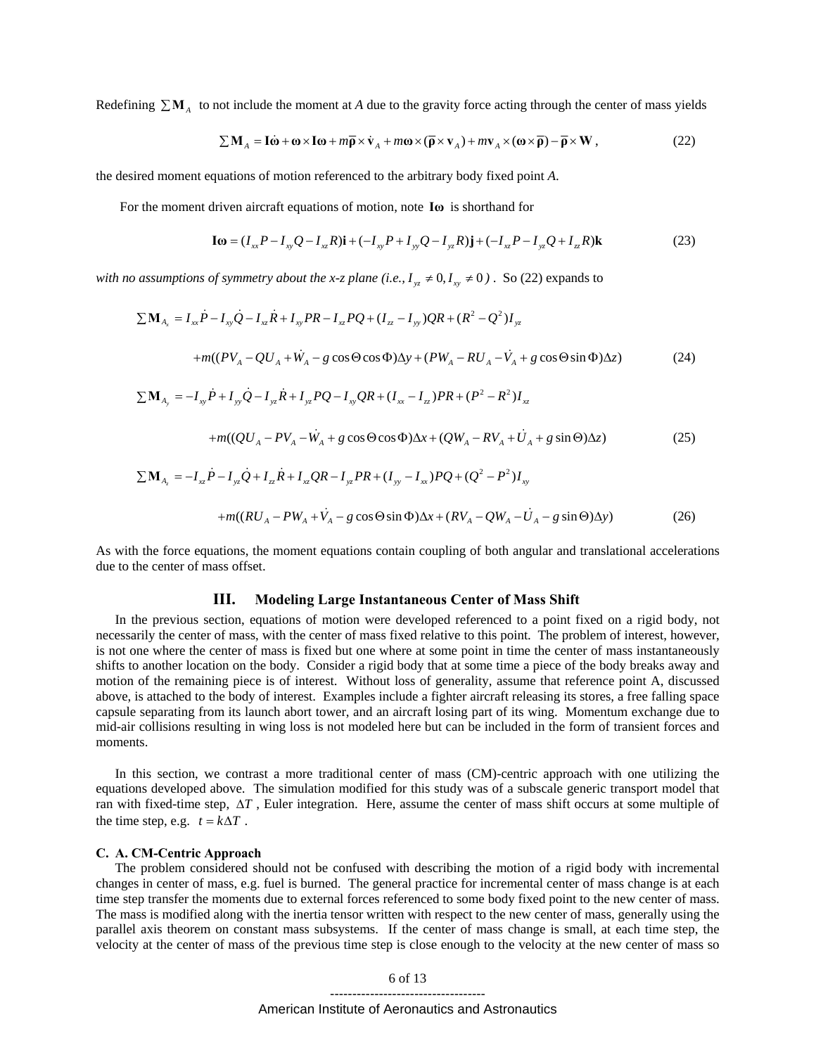Redefining $\sum \mathbf{M}_A$ to not include the moment at *A* due to the gravity force acting through the center of mass yields

$$\sum \mathbf{M}_A = \mathbf{I}\dot{\boldsymbol{\omega}} + \boldsymbol{\omega} \times \mathbf{I}\boldsymbol{\omega} + m\overline{\boldsymbol{\rho}} \times \dot{\mathbf{v}}_A + m\boldsymbol{\omega} \times (\overline{\boldsymbol{\rho}} \times \mathbf{v}_A) + m\mathbf{v}_A \times (\boldsymbol{\omega} \times \overline{\boldsymbol{\rho}}) - \overline{\boldsymbol{\rho}} \times \mathbf{W}, \tag{22}$$

the desired moment equations of motion referenced to the arbitrary body fixed point *A*.

For the moment driven aircraft equations of motion, note $\mathbf{I}\boldsymbol{\omega}$ is shorthand for

$$\mathbf{I}\boldsymbol{\omega} = (I_{xx}P - I_{xy}Q - I_{xz}R)\mathbf{i} + (-I_{xy}P + I_{yy}Q - I_{yz}R)\mathbf{j} + (-I_{xz}P - I_{yz}Q + I_{zz}R)\mathbf{k} \tag{23}$$

*with no assumptions of symmetry about the x-z plane (i.e.,* $I_{yz} \neq 0, I_{xy} \neq 0$ *).* So (22) expands to

$$\begin{aligned}
\sum \mathbf{M}_{A_x} &= I_{xx}\dot{P} - I_{xy}\dot{Q} - I_{xz}\dot{R} + I_{xy}PR - I_{xz}PQ + (I_{zz} - I_{yy})QR + (R^2 - Q^2)I_{yz} \\
&\quad + m((PV_A - QU_A + \dot{W}_A - g\cos\Theta\cos\Phi)\Delta y + (PW_A - RU_A - \dot{V}_A + g\cos\Theta\sin\Phi)\Delta z)
\end{aligned} \tag{24}$$

$$\begin{aligned}
\sum \mathbf{M}_{A_y} &= -I_{xy}\dot{P} + I_{yy}\dot{Q} - I_{yz}\dot{R} + I_{yz}PQ - I_{xy}QR + (I_{xx} - I_{zz})PR + (P^2 - R^2)I_{xz} \\
&\quad + m((QU_A - PV_A - \dot{W}_A + g\cos\Theta\cos\Phi)\Delta x + (QW_A - RV_A + \dot{U}_A + g\sin\Theta)\Delta z)
\end{aligned} \tag{25}$$

$$\begin{aligned}
\sum \mathbf{M}_{A_z} &= -I_{xz}\dot{P} - I_{yz}\dot{Q} + I_{zz}\dot{R} + I_{xz}QR - I_{yz}PR + (I_{yy} - I_{xx})PQ + (Q^2 - P^2)I_{xy} \\
&\quad + m((RU_A - PW_A + \dot{V}_A - g\cos\Theta\sin\Phi)\Delta x + (RV_A - QW_A - \dot{U}_A - g\sin\Theta)\Delta y)
\end{aligned} \tag{26}$$

As with the force equations, the moment equations contain coupling of both angular and translational accelerations due to the center of mass offset.

## III. Modeling Large Instantaneous Center of Mass Shift

In the previous section, equations of motion were developed referenced to a point fixed on a rigid body, not necessarily the center of mass, with the center of mass fixed relative to this point. The problem of interest, however, is not one where the center of mass is fixed but one where at some point in time the center of mass instantaneously shifts to another location on the body. Consider a rigid body that at some time a piece of the body breaks away and motion of the remaining piece is of interest. Without loss of generality, assume that reference point A, discussed above, is attached to the body of interest. Examples include a fighter aircraft releasing its stores, a free falling space capsule separating from its launch abort tower, and an aircraft losing part of its wing. Momentum exchange due to mid-air collisions resulting in wing loss is not modeled here but can be included in the form of transient forces and moments.

In this section, we contrast a more traditional center of mass (CM)-centric approach with one utilizing the equations developed above. The simulation modified for this study was of a subscale generic transport model that ran with fixed-time step, $\Delta T$, Euler integration. Here, assume the center of mass shift occurs at some multiple of the time step, e.g. $t = k\Delta T$.

### C. A. CM-Centric Approach

The problem considered should not be confused with describing the motion of a rigid body with incremental changes in center of mass, e.g. fuel is burned. The general practice for incremental center of mass change is at each time step transfer the moments due to external forces referenced to some body fixed point to the new center of mass. The mass is modified along with the inertia tensor written with respect to the new center of mass, generally using the parallel axis theorem on constant mass subsystems. If the center of mass change is small, at each time step, the velocity at the center of mass of the previous time step is close enough to the velocity at the new center of mass so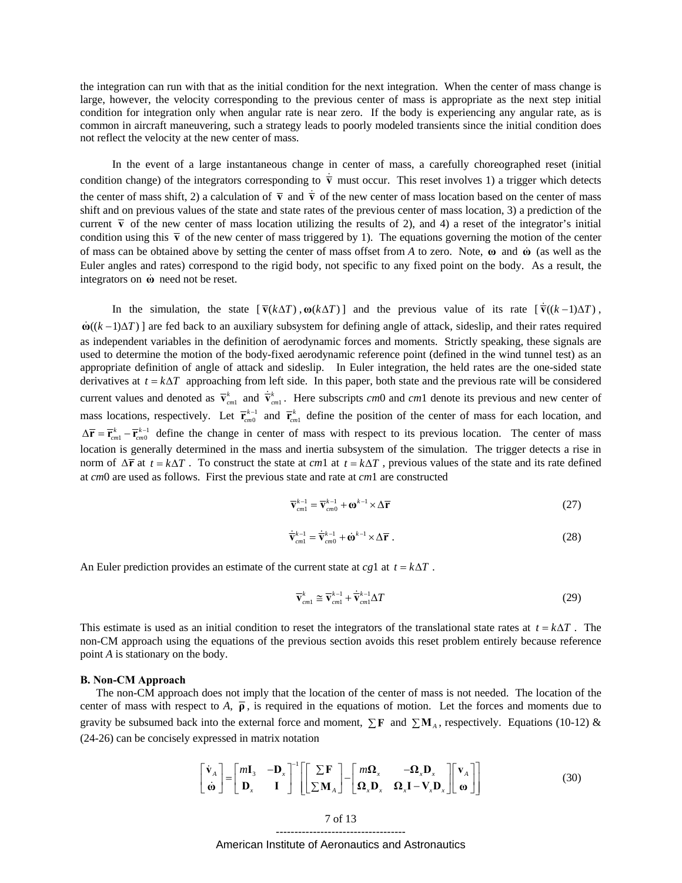the integration can run with that as the initial condition for the next integration. When the center of mass change is large, however, the velocity corresponding to the previous center of mass is appropriate as the next step initial condition for integration only when angular rate is near zero. If the body is experiencing any angular rate, as is common in aircraft maneuvering, such a strategy leads to poorly modeled transients since the initial condition does not reflect the velocity at the new center of mass.

In the event of a large instantaneous change in center of mass, a carefully choreographed reset (initial condition change) of the integrators corresponding to $\dot{\bar{\mathbf{v}}}$ must occur. This reset involves 1) a trigger which detects the center of mass shift, 2) a calculation of $\bar{\mathbf{v}}$ and $\dot{\bar{\mathbf{v}}}$ of the new center of mass location based on the center of mass shift and on previous values of the state and state rates of the previous center of mass location, 3) a prediction of the current $\bar{\mathbf{v}}$ of the new center of mass location utilizing the results of 2), and 4) a reset of the integrator's initial condition using this $\bar{\mathbf{v}}$ of the new center of mass triggered by 1). The equations governing the motion of the center of mass can be obtained above by setting the center of mass offset from *A* to zero. Note, $\boldsymbol{\omega}$ and $\dot{\boldsymbol{\omega}}$ (as well as the Euler angles and rates) correspond to the rigid body, not specific to any fixed point on the body. As a result, the integrators on $\dot{\boldsymbol{\omega}}$ need not be reset.

In the simulation, the state $[\bar{\mathbf{v}}(k\Delta T), \boldsymbol{\omega}(k\Delta T)]$ and the previous value of its rate $[\dot{\bar{\mathbf{v}}}((k-1)\Delta T)$, $\dot{\boldsymbol{\omega}}((k-1)\Delta T)]$ are fed back to an auxiliary subsystem for defining angle of attack, sideslip, and their rates required as independent variables in the definition of aerodynamic forces and moments. Strictly speaking, these signals are used to determine the motion of the body-fixed aerodynamic reference point (defined in the wind tunnel test) as an appropriate definition of angle of attack and sideslip. In Euler integration, the held rates are the one-sided state derivatives at $t = k\Delta T$ approaching from left side. In this paper, both state and the previous rate will be considered current values and denoted as $\bar{\mathbf{v}}_{cm1}^{k}$ and $\dot{\bar{\mathbf{v}}}_{cm1}^{k}$. Here subscripts *cm*0 and *cm*1 denote its previous and new center of mass locations, respectively. Let $\bar{\mathbf{r}}_{cm0}^{k-1}$ and $\bar{\mathbf{r}}_{cm1}^{k}$ define the position of the center of mass for each location, and $\Delta\bar{\mathbf{r}} = \bar{\mathbf{r}}_{cm1}^{k} - \bar{\mathbf{r}}_{cm0}^{k-1}$ define the change in center of mass with respect to its previous location. The center of mass location is generally determined in the mass and inertia subsystem of the simulation. The trigger detects a rise in norm of $\Delta\bar{\mathbf{r}}$ at $t = k\Delta T$. To construct the state at *cm*1 at $t = k\Delta T$, previous values of the state and its rate defined at *cm*0 are used as follows. First the previous state and rate at *cm*1 are constructed

$$\bar{\mathbf{v}}_{cm1}^{k-1} = \bar{\mathbf{v}}_{cm0}^{k-1} + \boldsymbol{\omega}^{k-1} \times \Delta\bar{\mathbf{r}} \tag{27}$$

$$\dot{\bar{\mathbf{v}}}_{cm1}^{k-1} = \dot{\bar{\mathbf{v}}}_{cm0}^{k-1} + \dot{\boldsymbol{\omega}}^{k-1} \times \Delta\bar{\mathbf{r}}\ . \tag{28}$$

An Euler prediction provides an estimate of the current state at *cg*1 at $t = k\Delta T$.

$$\bar{\mathbf{v}}_{cm1}^{k} \cong \bar{\mathbf{v}}_{cm1}^{k-1} + \dot{\bar{\mathbf{v}}}_{cm1}^{k-1}\Delta T \tag{29}$$

This estimate is used as an initial condition to reset the integrators of the translational state rates at $t = k\Delta T$. The non-CM approach using the equations of the previous section avoids this reset problem entirely because reference point *A* is stationary on the body.

**B. Non-CM Approach**

The non-CM approach does not imply that the location of the center of mass is not needed. The location of the center of mass with respect to *A*, $\bar{\boldsymbol{\rho}}$, is required in the equations of motion. Let the forces and moments due to gravity be subsumed back into the external force and moment, $\sum\mathbf{F}$ and $\sum\mathbf{M}_A$, respectively. Equations (10-12) & (24-26) can be concisely expressed in matrix notation

$$\begin{bmatrix} \dot{\mathbf{v}}_A \\ \dot{\boldsymbol{\omega}} \end{bmatrix} = \begin{bmatrix} m\mathbf{I}_3 & -\mathbf{D}_x \\ \mathbf{D}_x & \mathbf{I} \end{bmatrix}^{-1} \left[ \begin{bmatrix} \sum\mathbf{F} \\ \sum\mathbf{M}_A \end{bmatrix} - \begin{bmatrix} m\boldsymbol{\Omega}_x & -\boldsymbol{\Omega}_x\mathbf{D}_x \\ \boldsymbol{\Omega}_x\mathbf{D}_x & \boldsymbol{\Omega}_x\mathbf{I} - \mathbf{V}_x\mathbf{D}_x \end{bmatrix} \begin{bmatrix} \mathbf{v}_A \\ \boldsymbol{\omega} \end{bmatrix} \right] \tag{30}$$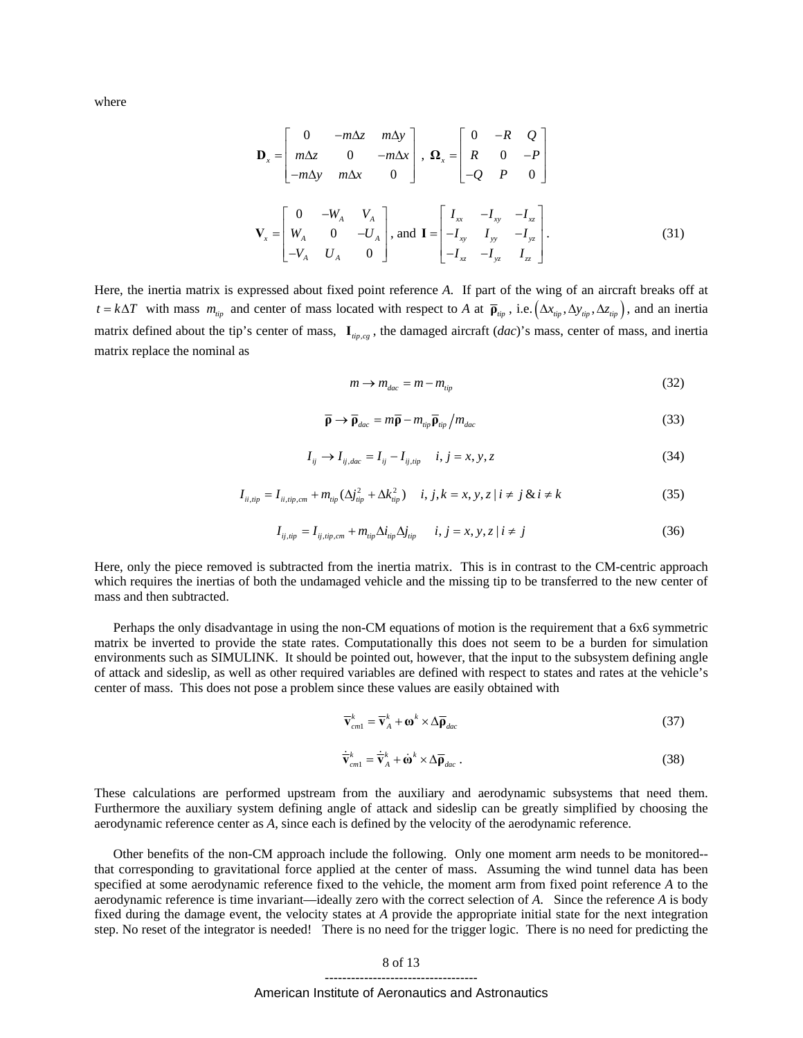where

$$\mathbf{D}_x = \begin{bmatrix} 0 & -m\Delta z & m\Delta y \\ m\Delta z & 0 & -m\Delta x \\ -m\Delta y & m\Delta x & 0 \end{bmatrix}, \ \mathbf{\Omega}_x = \begin{bmatrix} 0 & -R & Q \\ R & 0 & -P \\ -Q & P & 0 \end{bmatrix}$$

$$\mathbf{V}_x = \begin{bmatrix} 0 & -W_A & V_A \\ W_A & 0 & -U_A \\ -V_A & U_A & 0 \end{bmatrix}, \text{ and } \mathbf{I} = \begin{bmatrix} I_{xx} & -I_{xy} & -I_{xz} \\ -I_{xy} & I_{yy} & -I_{yz} \\ -I_{xz} & -I_{yz} & I_{zz} \end{bmatrix}. \tag{31}$$

Here, the inertia matrix is expressed about fixed point reference *A*. If part of the wing of an aircraft breaks off at $t = k\Delta T$ with mass $m_{tip}$ and center of mass located with respect to *A* at $\overline{\boldsymbol{\rho}}_{tip}$, i.e. $\left(\Delta x_{tip}, \Delta y_{tip}, \Delta z_{tip}\right)$, and an inertia matrix defined about the tip's center of mass, $\mathbf{I}_{tip,cg}$, the damaged aircraft (*dac*)'s mass, center of mass, and inertia matrix replace the nominal as

$$m \rightarrow m_{dac} = m - m_{tip} \tag{32}$$

$$\overline{\boldsymbol{\rho}} \rightarrow \overline{\boldsymbol{\rho}}_{dac} = m\overline{\boldsymbol{\rho}} - m_{tip}\overline{\boldsymbol{\rho}}_{tip} / m_{dac} \tag{33}$$

$$I_{ij} \rightarrow I_{ij,dac} = I_{ij} - I_{ij,tip} \quad i, j = x, y, z \tag{34}$$

$$I_{ii,tip} = I_{ii,tip,cm} + m_{tip}(\Delta j_{tip}^2 + \Delta k_{tip}^2) \quad i, j, k = x, y, z \,|\, i \neq j \,\&\, i \neq k \tag{35}$$

$$I_{ij,tip} = I_{ij,tip,cm} + m_{tip}\Delta i_{tip}\Delta j_{tip} \quad i, j = x, y, z \,|\, i \neq j \tag{36}$$

Here, only the piece removed is subtracted from the inertia matrix. This is in contrast to the CM-centric approach which requires the inertias of both the undamaged vehicle and the missing tip to be transferred to the new center of mass and then subtracted.

Perhaps the only disadvantage in using the non-CM equations of motion is the requirement that a 6x6 symmetric matrix be inverted to provide the state rates. Computationally this does not seem to be a burden for simulation environments such as SIMULINK. It should be pointed out, however, that the input to the subsystem defining angle of attack and sideslip, as well as other required variables are defined with respect to states and rates at the vehicle's center of mass. This does not pose a problem since these values are easily obtained with

$$\overline{\mathbf{v}}_{cm1}^k = \overline{\mathbf{v}}_A^k + \boldsymbol{\omega}^k \times \Delta\overline{\boldsymbol{\rho}}_{dac} \tag{37}$$

$$\dot{\overline{\mathbf{v}}}_{cm1}^k = \dot{\overline{\mathbf{v}}}_A^k + \dot{\boldsymbol{\omega}}^k \times \Delta\overline{\boldsymbol{\rho}}_{dac}. \tag{38}$$

These calculations are performed upstream from the auxiliary and aerodynamic subsystems that need them. Furthermore the auxiliary system defining angle of attack and sideslip can be greatly simplified by choosing the aerodynamic reference center as *A*, since each is defined by the velocity of the aerodynamic reference.

Other benefits of the non-CM approach include the following. Only one moment arm needs to be monitored--that corresponding to gravitational force applied at the center of mass. Assuming the wind tunnel data has been specified at some aerodynamic reference fixed to the vehicle, the moment arm from fixed point reference *A* to the aerodynamic reference is time invariant—ideally zero with the correct selection of *A*. Since the reference *A* is body fixed during the damage event, the velocity states at *A* provide the appropriate initial state for the next integration step. No reset of the integrator is needed! There is no need for the trigger logic. There is no need for predicting the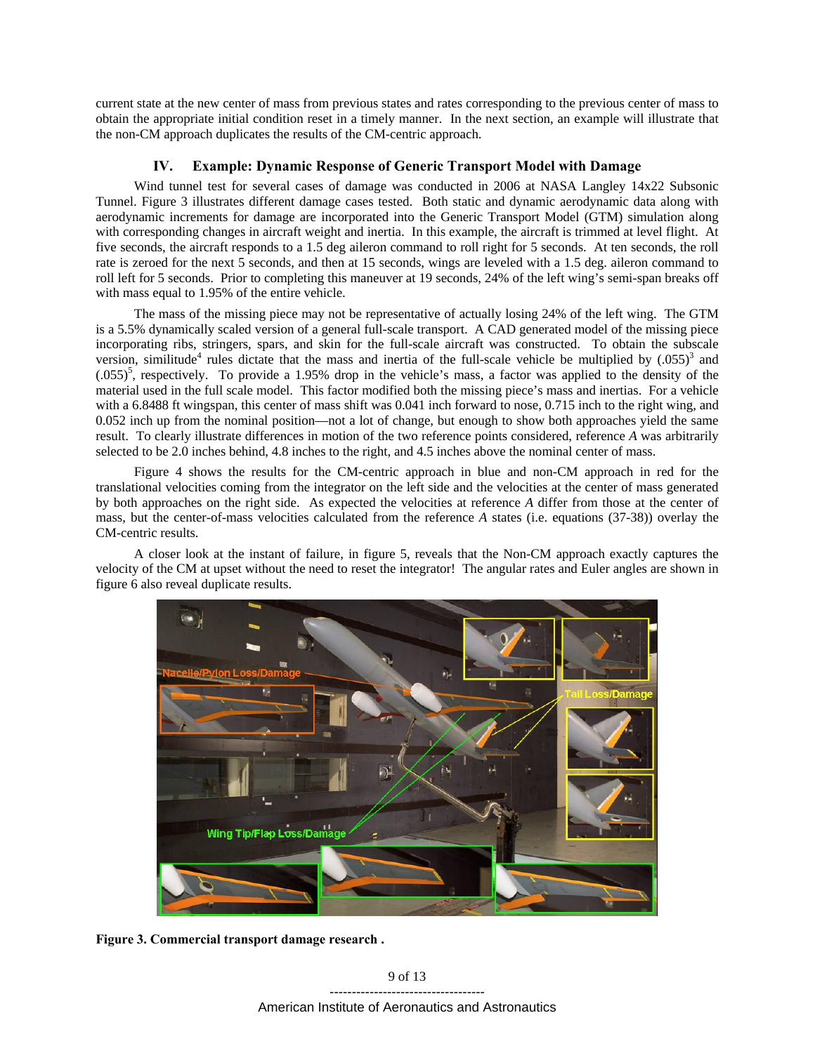current state at the new center of mass from previous states and rates corresponding to the previous center of mass to obtain the appropriate initial condition reset in a timely manner. In the next section, an example will illustrate that the non-CM approach duplicates the results of the CM-centric approach.

## IV. Example: Dynamic Response of Generic Transport Model with Damage

Wind tunnel test for several cases of damage was conducted in 2006 at NASA Langley 14x22 Subsonic Tunnel. Figure 3 illustrates different damage cases tested. Both static and dynamic aerodynamic data along with aerodynamic increments for damage are incorporated into the Generic Transport Model (GTM) simulation along with corresponding changes in aircraft weight and inertia. In this example, the aircraft is trimmed at level flight. At five seconds, the aircraft responds to a 1.5 deg aileron command to roll right for 5 seconds. At ten seconds, the roll rate is zeroed for the next 5 seconds, and then at 15 seconds, wings are leveled with a 1.5 deg. aileron command to roll left for 5 seconds. Prior to completing this maneuver at 19 seconds, 24% of the left wing's semi-span breaks off with mass equal to 1.95% of the entire vehicle.

The mass of the missing piece may not be representative of actually losing 24% of the left wing. The GTM is a 5.5% dynamically scaled version of a general full-scale transport. A CAD generated model of the missing piece incorporating ribs, stringers, spars, and skin for the full-scale aircraft was constructed. To obtain the subscale version, similitude[4] rules dictate that the mass and inertia of the full-scale vehicle be multiplied by $(.055)^3$ and $(.055)^5$, respectively. To provide a 1.95% drop in the vehicle's mass, a factor was applied to the density of the material used in the full scale model. This factor modified both the missing piece's mass and inertias. For a vehicle with a 6.8488 ft wingspan, this center of mass shift was 0.041 inch forward to nose, 0.715 inch to the right wing, and 0.052 inch up from the nominal position—not a lot of change, but enough to show both approaches yield the same result. To clearly illustrate differences in motion of the two reference points considered, reference *A* was arbitrarily selected to be 2.0 inches behind, 4.8 inches to the right, and 4.5 inches above the nominal center of mass.

Figure 4 shows the results for the CM-centric approach in blue and non-CM approach in red for the translational velocities coming from the integrator on the left side and the velocities at the center of mass generated by both approaches on the right side. As expected the velocities at reference *A* differ from those at the center of mass, but the center-of-mass velocities calculated from the reference *A* states (i.e. equations (37-38)) overlay the CM-centric results.

A closer look at the instant of failure, in figure 5, reveals that the Non-CM approach exactly captures the velocity of the CM at upset without the need to reset the integrator! The angular rates and Euler angles are shown in figure 6 also reveal duplicate results.

**Figure 3. Commercial transport damage research .**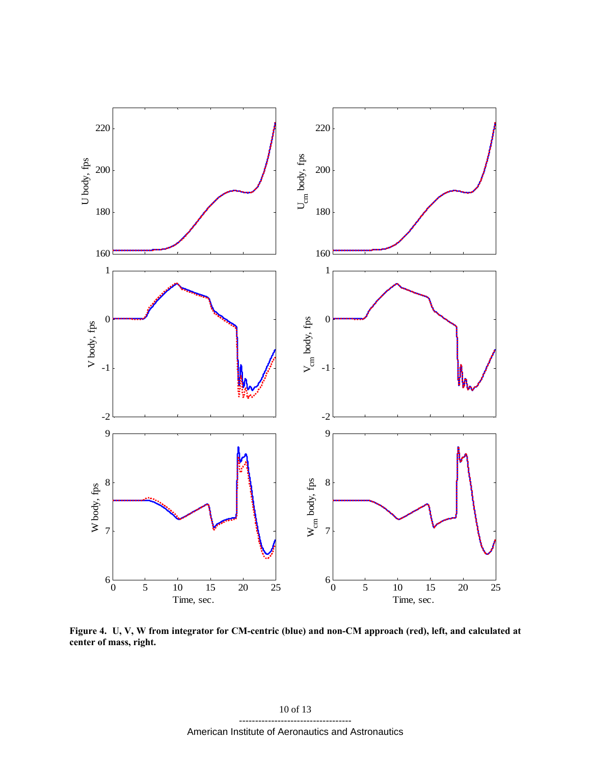**Figure 4. U, V, W from integrator for CM-centric (blue) and non-CM approach (red), left, and calculated at center of mass, right.**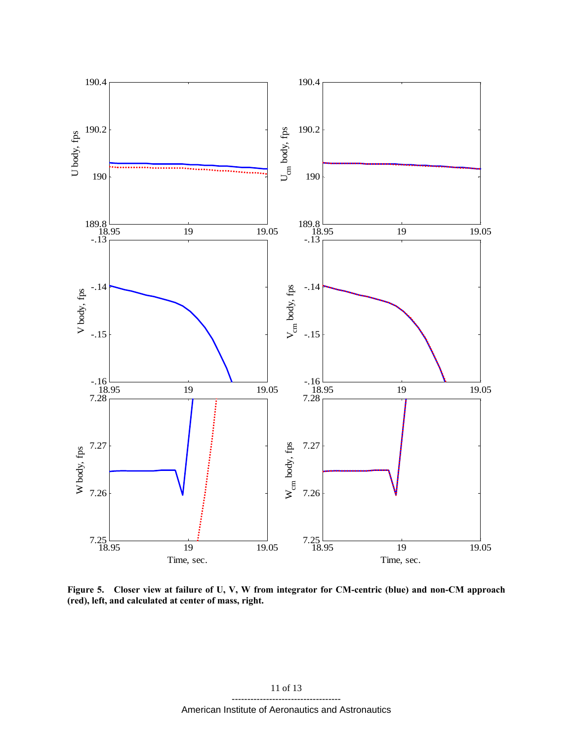**Figure 5. Closer view at failure of U, V, W from integrator for CM-centric (blue) and non-CM approach (red), left, and calculated at center of mass, right.**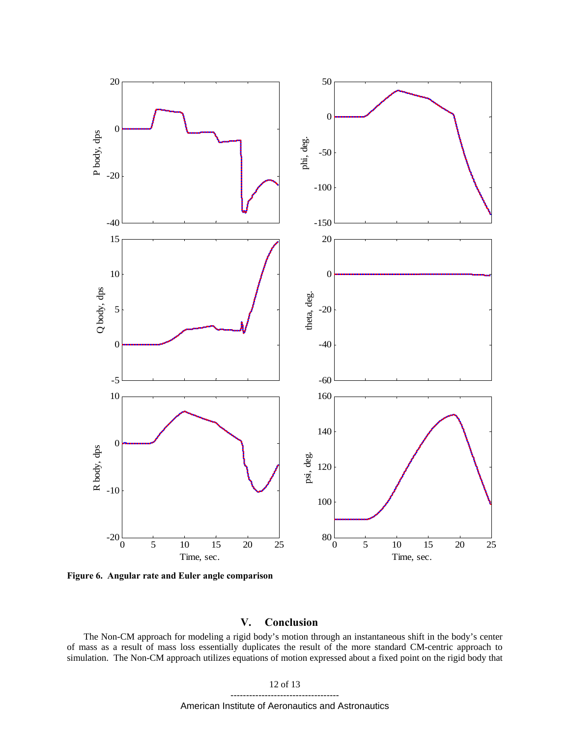**Figure 6. Angular rate and Euler angle comparison**

## V. Conclusion

The Non-CM approach for modeling a rigid body's motion through an instantaneous shift in the body's center of mass as a result of mass loss essentially duplicates the result of the more standard CM-centric approach to simulation. The Non-CM approach utilizes equations of motion expressed about a fixed point on the rigid body that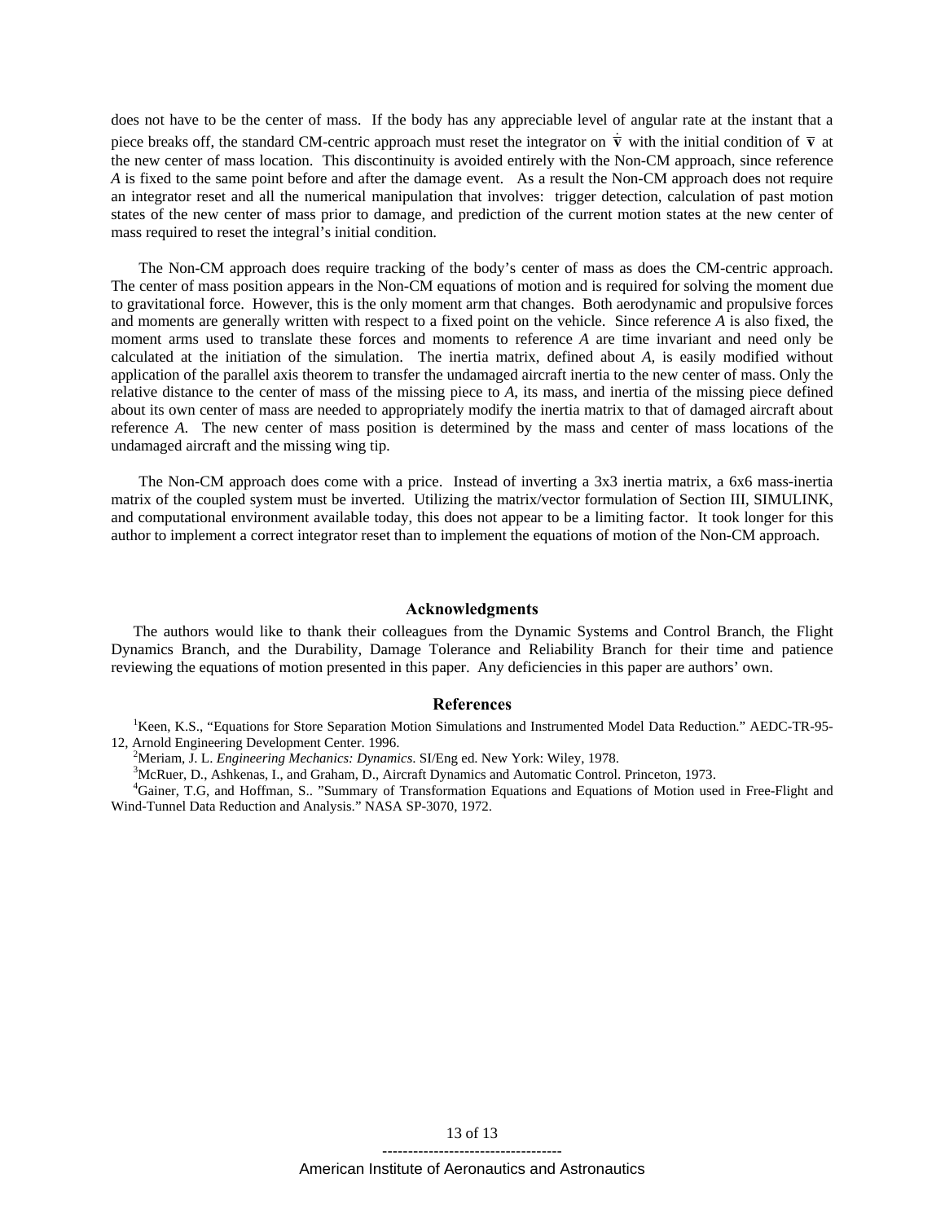does not have to be the center of mass. If the body has any appreciable level of angular rate at the instant that a piece breaks off, the standard CM-centric approach must reset the integrator on $\dot{\bar{\mathbf{v}}}$ with the initial condition of $\bar{\mathbf{v}}$ at the new center of mass location. This discontinuity is avoided entirely with the Non-CM approach, since reference *A* is fixed to the same point before and after the damage event. As a result the Non-CM approach does not require an integrator reset and all the numerical manipulation that involves: trigger detection, calculation of past motion states of the new center of mass prior to damage, and prediction of the current motion states at the new center of mass required to reset the integral's initial condition.

The Non-CM approach does require tracking of the body's center of mass as does the CM-centric approach. The center of mass position appears in the Non-CM equations of motion and is required for solving the moment due to gravitational force. However, this is the only moment arm that changes. Both aerodynamic and propulsive forces and moments are generally written with respect to a fixed point on the vehicle. Since reference *A* is also fixed, the moment arms used to translate these forces and moments to reference *A* are time invariant and need only be calculated at the initiation of the simulation. The inertia matrix, defined about *A,* is easily modified without application of the parallel axis theorem to transfer the undamaged aircraft inertia to the new center of mass. Only the relative distance to the center of mass of the missing piece to *A*, its mass, and inertia of the missing piece defined about its own center of mass are needed to appropriately modify the inertia matrix to that of damaged aircraft about reference *A.* The new center of mass position is determined by the mass and center of mass locations of the undamaged aircraft and the missing wing tip.

The Non-CM approach does come with a price. Instead of inverting a 3x3 inertia matrix, a 6x6 mass-inertia matrix of the coupled system must be inverted. Utilizing the matrix/vector formulation of Section III, SIMULINK, and computational environment available today, this does not appear to be a limiting factor. It took longer for this author to implement a correct integrator reset than to implement the equations of motion of the Non-CM approach.

## Acknowledgments

The authors would like to thank their colleagues from the Dynamic Systems and Control Branch, the Flight Dynamics Branch, and the Durability, Damage Tolerance and Reliability Branch for their time and patience reviewing the equations of motion presented in this paper. Any deficiencies in this paper are authors' own.

## References

[1]Keen, K.S., "Equations for Store Separation Motion Simulations and Instrumented Model Data Reduction." AEDC-TR-95-12, Arnold Engineering Development Center. 1996.

[2]Meriam, J. L. *Engineering Mechanics: Dynamics*. SI/Eng ed. New York: Wiley, 1978.

[3]McRuer, D., Ashkenas, I., and Graham, D., Aircraft Dynamics and Automatic Control. Princeton, 1973.

[4]Gainer, T.G, and Hoffman, S.. "Summary of Transformation Equations and Equations of Motion used in Free-Flight and Wind-Tunnel Data Reduction and Analysis." NASA SP-3070, 1972.